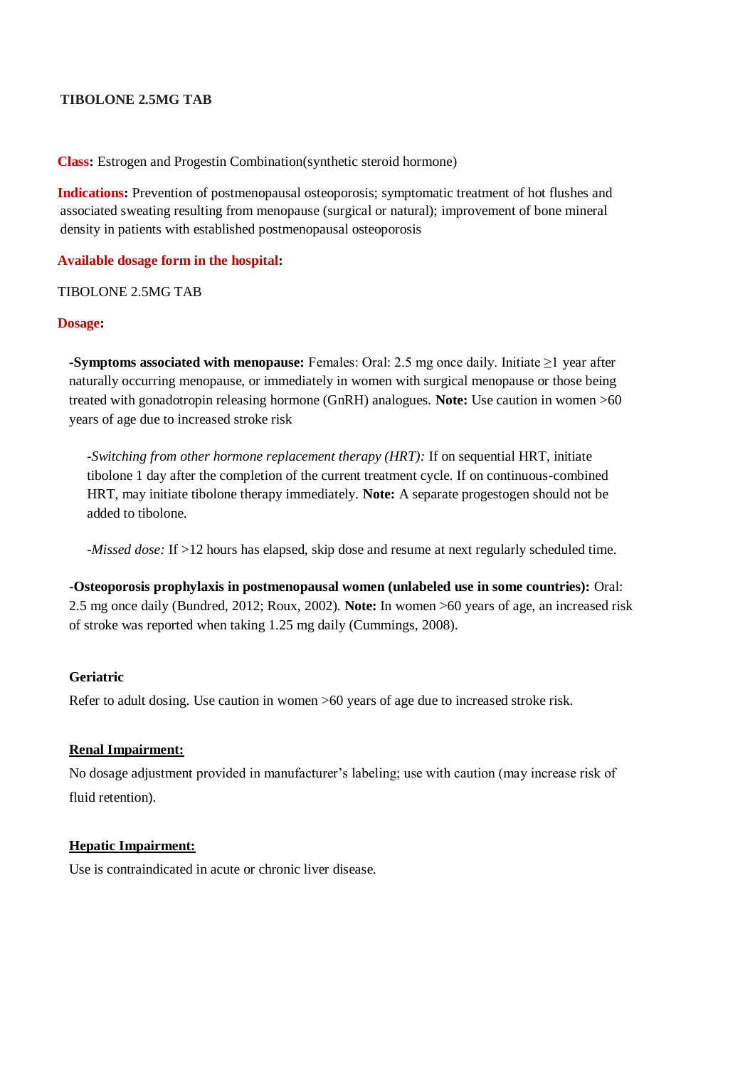# TIBOLONE 2.5MG TAB

**Class:** Estrogen and Progestin Combination(synthetic steroid hormone)

**Indications:** Prevention of postmenopausal osteoporosis; symptomatic treatment of hot flushes and associated sweating resulting from menopause (surgical or natural); improvement of bone mineral density in patients with established postmenopausal osteoporosis

**Available dosage form in the hospital:**

TIBOLONE 2.5MG TAB

**Dosage:**

-**Symptoms associated with menopause:** Females: Oral: 2.5 mg once daily. Initiate ≥1 year after naturally occurring menopause, or immediately in women with surgical menopause or those being treated with gonadotropin releasing hormone (GnRH) analogues. **Note:** Use caution in women >60 years of age due to increased stroke risk

*-Switching from other hormone replacement therapy (HRT):* If on sequential HRT, initiate tibolone 1 day after the completion of the current treatment cycle. If on continuous-combined HRT, may initiate tibolone therapy immediately. **Note:** A separate progestogen should not be added to tibolone.

*-Missed dose:* If >12 hours has elapsed, skip dose and resume at next regularly scheduled time.

-**Osteoporosis prophylaxis in postmenopausal women (unlabeled use in some countries):** Oral: 2.5 mg once daily (Bundred, 2012; Roux, 2002). **Note:** In women >60 years of age, an increased risk of stroke was reported when taking 1.25 mg daily (Cummings, 2008).

**Geriatric**

Refer to adult dosing. Use caution in women >60 years of age due to increased stroke risk.

**Renal Impairment:**

No dosage adjustment provided in manufacturer's labeling; use with caution (may increase risk of fluid retention).

**Hepatic Impairment:**

Use is contraindicated in acute or chronic liver disease.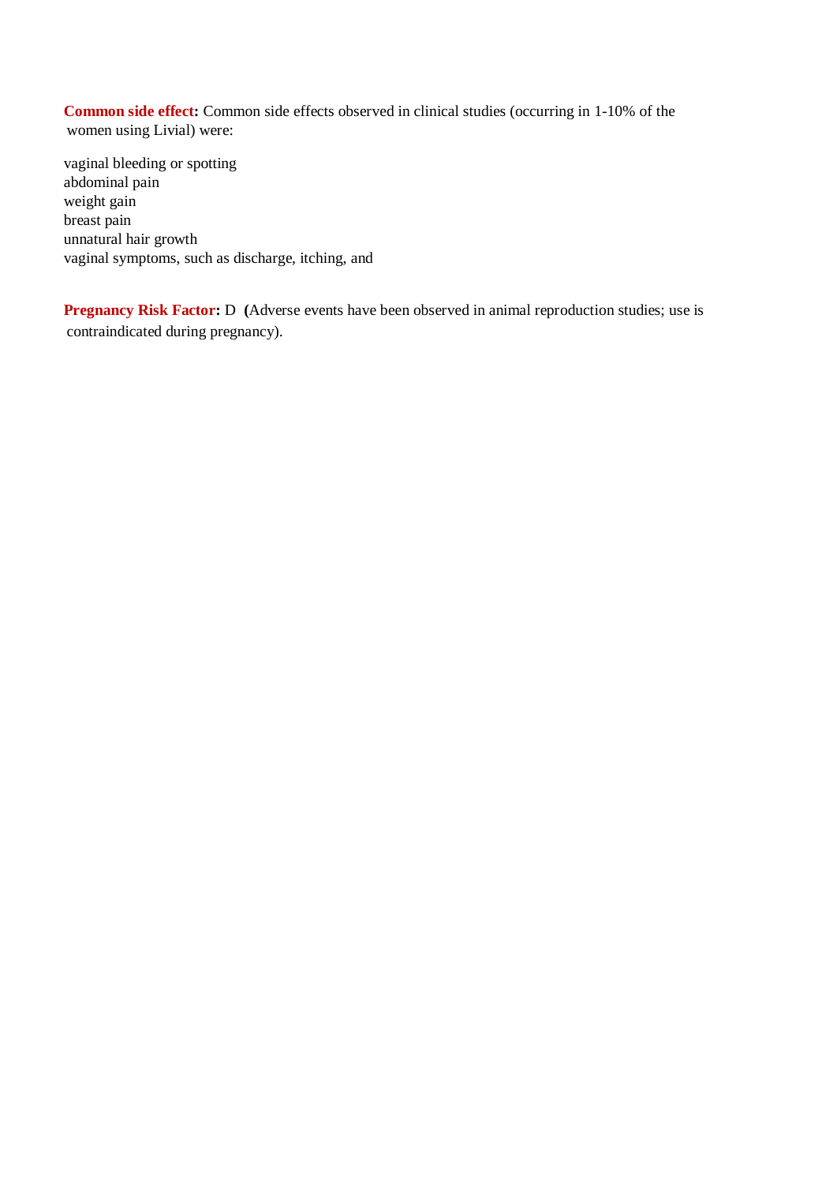**Common side effect:** Common side effects observed in clinical studies (occurring in 1-10% of the women using Livial) were:

vaginal bleeding or spotting
abdominal pain
weight gain
breast pain
unnatural hair growth
vaginal symptoms, such as discharge, itching, and

**Pregnancy Risk Factor:** D **(**Adverse events have been observed in animal reproduction studies; use is contraindicated during pregnancy).